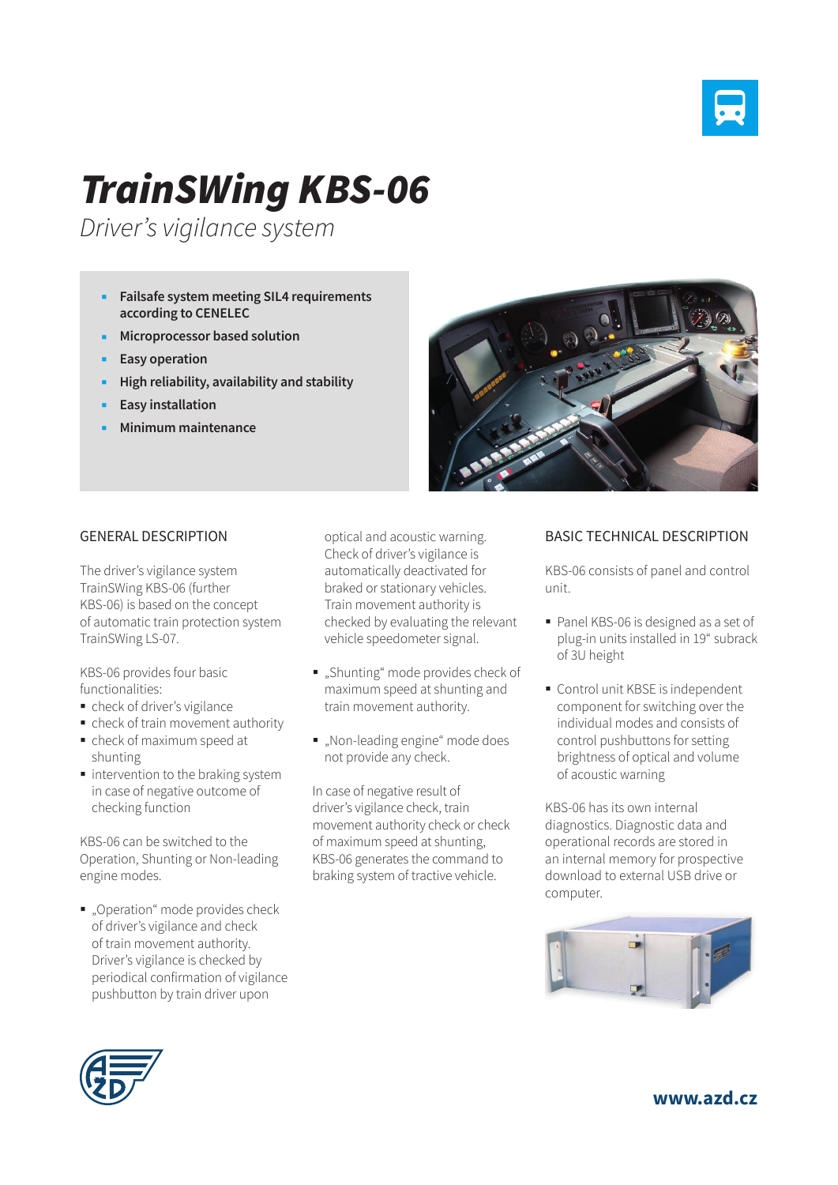# *TrainSWing KBS-06*

*Driver's vigilance system*

- **Failsafe system meeting SIL4 requirements according to CENELEC**
- **Microprocessor based solution**
- **Easy operation**
- **High reliability, availability and stability**
- **Easy installation**
- **Minimum maintenance**

## GENERAL DESCRIPTION

The driver's vigilance system TrainSWing KBS-06 (further KBS-06) is based on the concept of automatic train protection system TrainSWing LS-07.

KBS-06 provides four basic functionalities:

- check of driver's vigilance
- check of train movement authority
- check of maximum speed at shunting
- intervention to the braking system in case of negative outcome of checking function

KBS-06 can be switched to the Operation, Shunting or Non-leading engine modes.

- „Operation" mode provides check of driver's vigilance and check of train movement authority. Driver's vigilance is checked by periodical confirmation of vigilance pushbutton by train driver upon optical and acoustic warning. Check of driver's vigilance is automatically deactivated for braked or stationary vehicles. Train movement authority is checked by evaluating the relevant vehicle speedometer signal.
- „Shunting" mode provides check of maximum speed at shunting and train movement authority.
- „Non-leading engine" mode does not provide any check.

In case of negative result of driver's vigilance check, train movement authority check or check of maximum speed at shunting, KBS-06 generates the command to braking system of tractive vehicle.

## BASIC TECHNICAL DESCRIPTION

KBS-06 consists of panel and control unit.

- Panel KBS-06 is designed as a set of plug-in units installed in 19" subrack of 3U height
- Control unit KBSE is independent component for switching over the individual modes and consists of control pushbuttons for setting brightness of optical and volume of acoustic warning

KBS-06 has its own internal diagnostics. Diagnostic data and operational records are stored in an internal memory for prospective download to external USB drive or computer.

**www.azd.cz**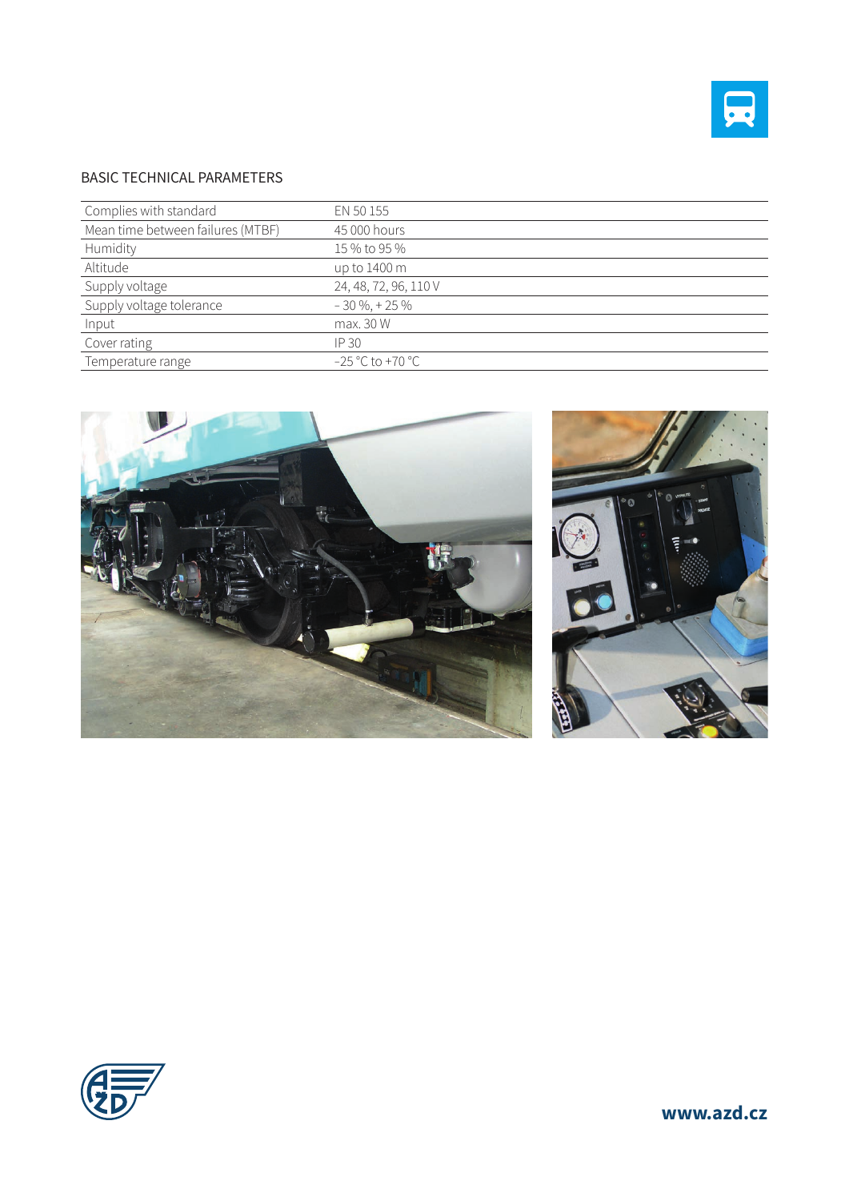BASIC TECHNICAL PARAMETERS

| | |
|---|---|
| Complies with standard | EN 50 155 |
| Mean time between failures (MTBF) | 45 000 hours |
| Humidity | 15 % to 95 % |
| Altitude | up to 1400 m |
| Supply voltage | 24, 48, 72, 96, 110 V |
| Supply voltage tolerance | – 30 %, + 25 % |
| Input | max. 30 W |
| Cover rating | IP 30 |
| Temperature range | -25 °C to +70 °C |

www.azd.cz